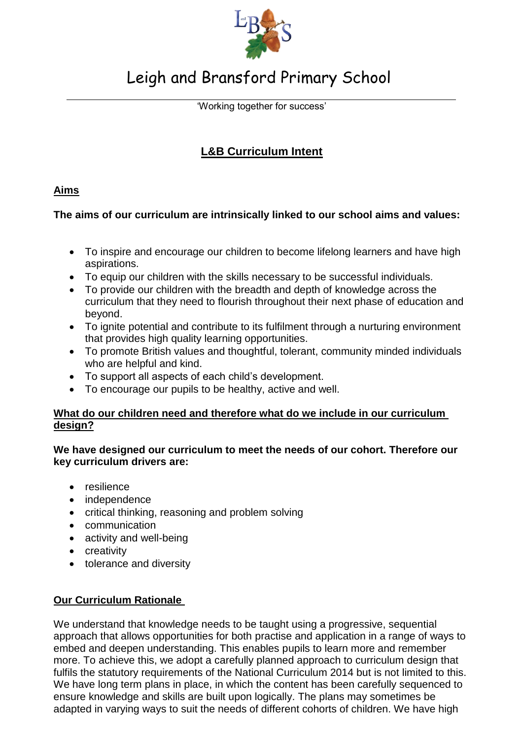# Leigh and Bransford Primary School

'Working together for success'

## L&B Curriculum Intent

### Aims

**The aims of our curriculum are intrinsically linked to our school aims and values:**

- To inspire and encourage our children to become lifelong learners and have high aspirations.
- To equip our children with the skills necessary to be successful individuals.
- To provide our children with the breadth and depth of knowledge across the curriculum that they need to flourish throughout their next phase of education and beyond.
- To ignite potential and contribute to its fulfilment through a nurturing environment that provides high quality learning opportunities.
- To promote British values and thoughtful, tolerant, community minded individuals who are helpful and kind.
- To support all aspects of each child's development.
- To encourage our pupils to be healthy, active and well.

### What do our children need and therefore what do we include in our curriculum design?

**We have designed our curriculum to meet the needs of our cohort. Therefore our key curriculum drivers are:**

- resilience
- independence
- critical thinking, reasoning and problem solving
- communication
- activity and well-being
- creativity
- tolerance and diversity

### Our Curriculum Rationale

We understand that knowledge needs to be taught using a progressive, sequential approach that allows opportunities for both practise and application in a range of ways to embed and deepen understanding. This enables pupils to learn more and remember more. To achieve this, we adopt a carefully planned approach to curriculum design that fulfils the statutory requirements of the National Curriculum 2014 but is not limited to this. We have long term plans in place, in which the content has been carefully sequenced to ensure knowledge and skills are built upon logically. The plans may sometimes be adapted in varying ways to suit the needs of different cohorts of children. We have high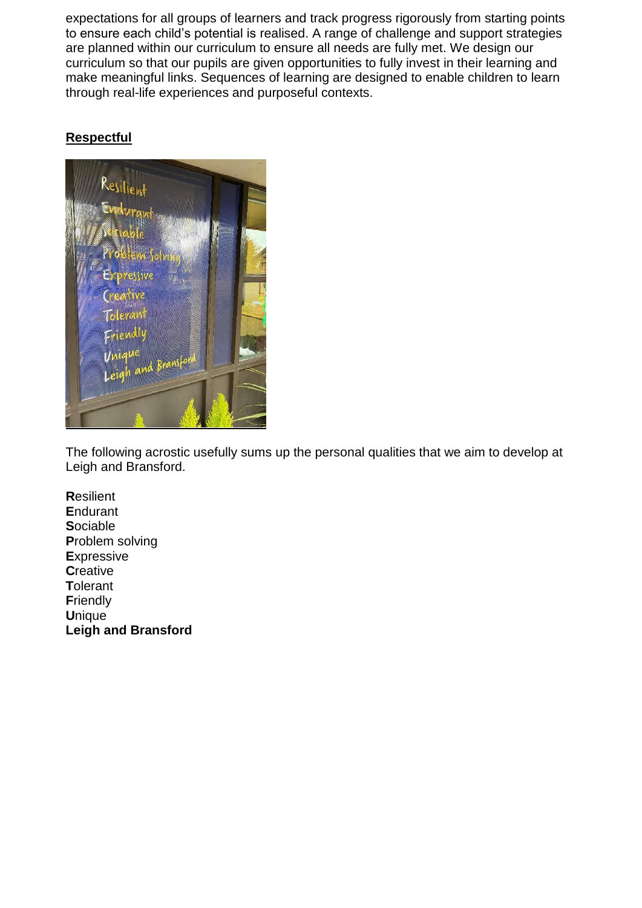expectations for all groups of learners and track progress rigorously from starting points to ensure each child's potential is realised. A range of challenge and support strategies are planned within our curriculum to ensure all needs are fully met. We design our curriculum so that our pupils are given opportunities to fully invest in their learning and make meaningful links. Sequences of learning are designed to enable children to learn through real-life experiences and purposeful contexts.

## Respectful

The following acrostic usefully sums up the personal qualities that we aim to develop at Leigh and Bransford.

**R**esilient
**E**ndurant
**S**ociable
**P**roblem solving
**E**xpressive
**C**reative
**T**olerant
**F**riendly
**U**nique
**Leigh and Bransford**